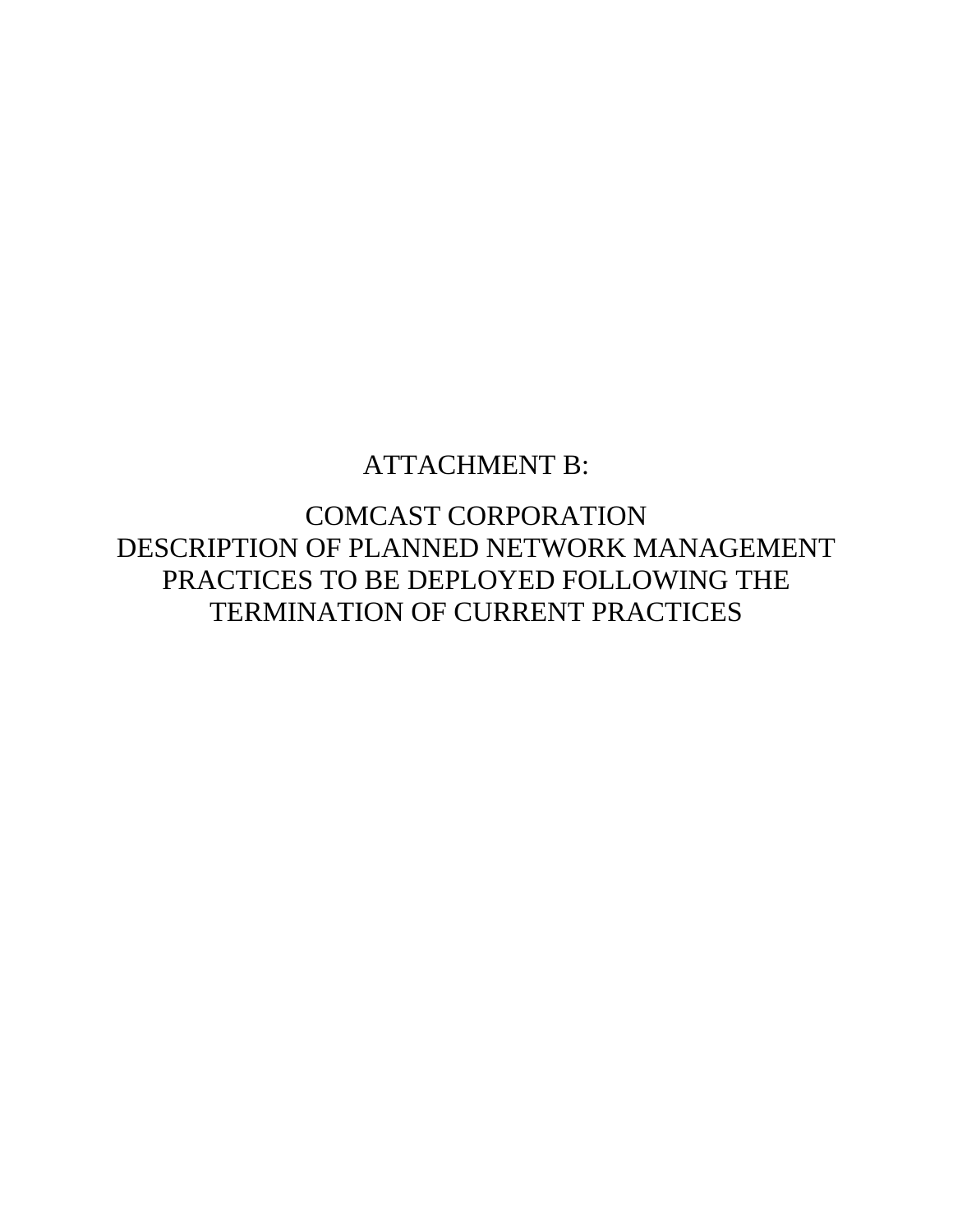# ATTACHMENT B:

# COMCAST CORPORATION
# DESCRIPTION OF PLANNED NETWORK MANAGEMENT PRACTICES TO BE DEPLOYED FOLLOWING THE TERMINATION OF CURRENT PRACTICES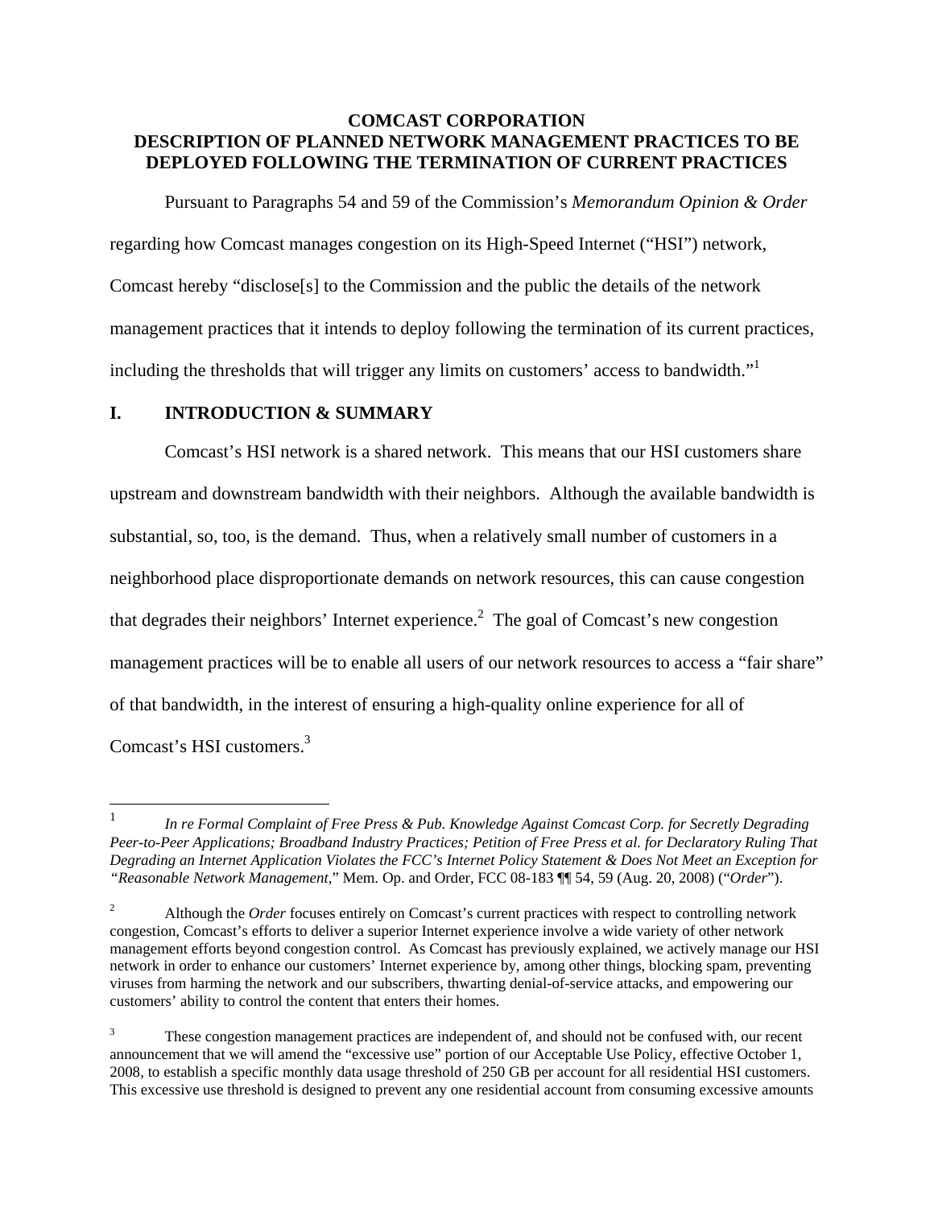**COMCAST CORPORATION**
**DESCRIPTION OF PLANNED NETWORK MANAGEMENT PRACTICES TO BE DEPLOYED FOLLOWING THE TERMINATION OF CURRENT PRACTICES**

Pursuant to Paragraphs 54 and 59 of the Commission's *Memorandum Opinion & Order* regarding how Comcast manages congestion on its High-Speed Internet ("HSI") network, Comcast hereby "disclose[s] to the Commission and the public the details of the network management practices that it intends to deploy following the termination of its current practices, including the thresholds that will trigger any limits on customers' access to bandwidth."[1]

## I. INTRODUCTION & SUMMARY

Comcast's HSI network is a shared network. This means that our HSI customers share upstream and downstream bandwidth with their neighbors. Although the available bandwidth is substantial, so, too, is the demand. Thus, when a relatively small number of customers in a neighborhood place disproportionate demands on network resources, this can cause congestion that degrades their neighbors' Internet experience.[2] The goal of Comcast's new congestion management practices will be to enable all users of our network resources to access a "fair share" of that bandwidth, in the interest of ensuring a high-quality online experience for all of Comcast's HSI customers.[3]

---

[1] *In re Formal Complaint of Free Press & Pub. Knowledge Against Comcast Corp. for Secretly Degrading Peer-to-Peer Applications; Broadband Industry Practices; Petition of Free Press et al. for Declaratory Ruling That Degrading an Internet Application Violates the FCC's Internet Policy Statement & Does Not Meet an Exception for "Reasonable Network Management*," Mem. Op. and Order, FCC 08-183 ¶¶ 54, 59 (Aug. 20, 2008) ("*Order*").

[2] Although the *Order* focuses entirely on Comcast's current practices with respect to controlling network congestion, Comcast's efforts to deliver a superior Internet experience involve a wide variety of other network management efforts beyond congestion control. As Comcast has previously explained, we actively manage our HSI network in order to enhance our customers' Internet experience by, among other things, blocking spam, preventing viruses from harming the network and our subscribers, thwarting denial-of-service attacks, and empowering our customers' ability to control the content that enters their homes.

[3] These congestion management practices are independent of, and should not be confused with, our recent announcement that we will amend the "excessive use" portion of our Acceptable Use Policy, effective October 1, 2008, to establish a specific monthly data usage threshold of 250 GB per account for all residential HSI customers. This excessive use threshold is designed to prevent any one residential account from consuming excessive amounts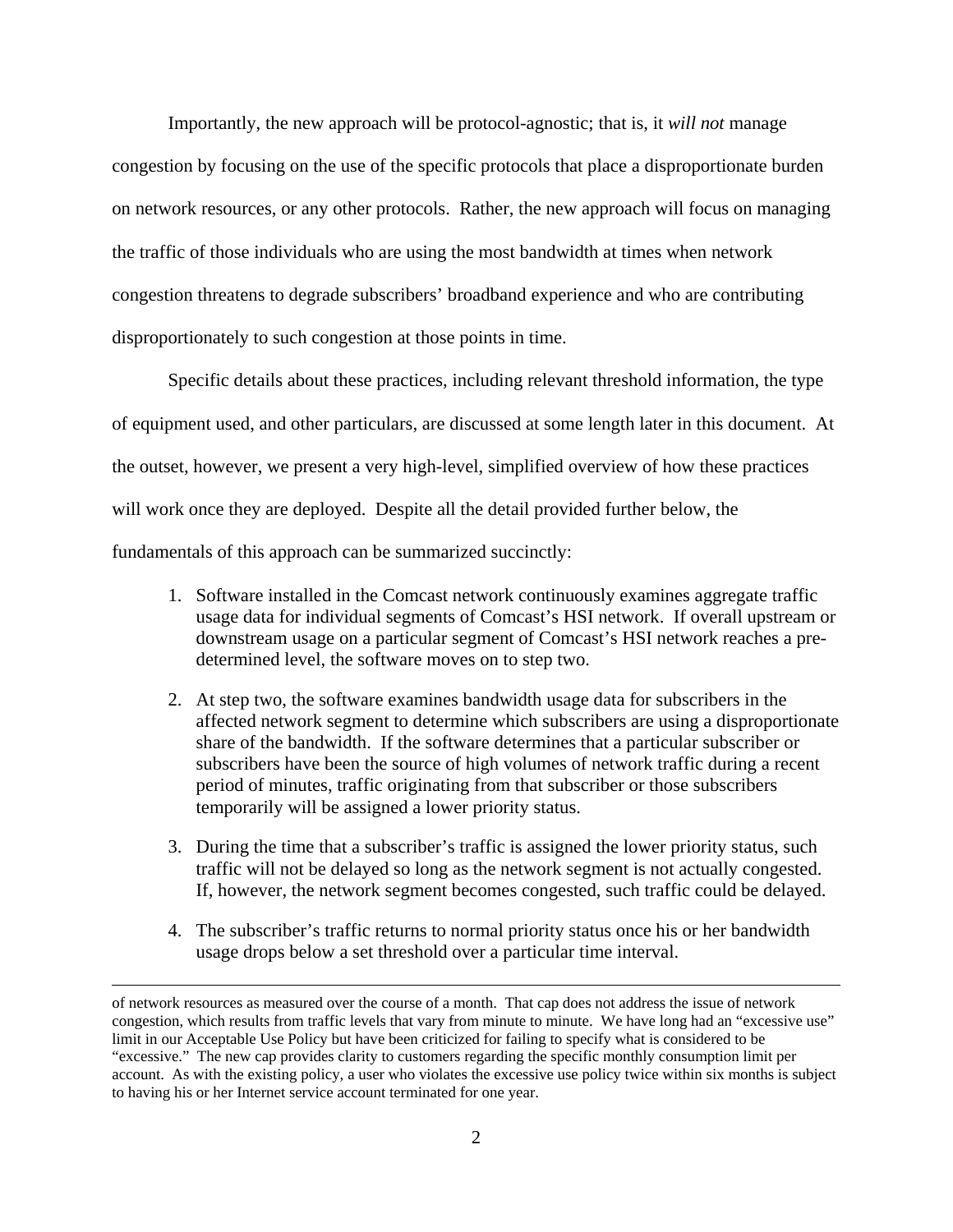Importantly, the new approach will be protocol-agnostic; that is, it *will not* manage congestion by focusing on the use of the specific protocols that place a disproportionate burden on network resources, or any other protocols. Rather, the new approach will focus on managing the traffic of those individuals who are using the most bandwidth at times when network congestion threatens to degrade subscribers' broadband experience and who are contributing disproportionately to such congestion at those points in time.

Specific details about these practices, including relevant threshold information, the type of equipment used, and other particulars, are discussed at some length later in this document. At the outset, however, we present a very high-level, simplified overview of how these practices will work once they are deployed. Despite all the detail provided further below, the fundamentals of this approach can be summarized succinctly:

1. Software installed in the Comcast network continuously examines aggregate traffic usage data for individual segments of Comcast's HSI network. If overall upstream or downstream usage on a particular segment of Comcast's HSI network reaches a pre-determined level, the software moves on to step two.
2. At step two, the software examines bandwidth usage data for subscribers in the affected network segment to determine which subscribers are using a disproportionate share of the bandwidth. If the software determines that a particular subscriber or subscribers have been the source of high volumes of network traffic during a recent period of minutes, traffic originating from that subscriber or those subscribers temporarily will be assigned a lower priority status.
3. During the time that a subscriber's traffic is assigned the lower priority status, such traffic will not be delayed so long as the network segment is not actually congested. If, however, the network segment becomes congested, such traffic could be delayed.
4. The subscriber's traffic returns to normal priority status once his or her bandwidth usage drops below a set threshold over a particular time interval.

---

of network resources as measured over the course of a month. That cap does not address the issue of network congestion, which results from traffic levels that vary from minute to minute. We have long had an "excessive use" limit in our Acceptable Use Policy but have been criticized for failing to specify what is considered to be "excessive." The new cap provides clarity to customers regarding the specific monthly consumption limit per account. As with the existing policy, a user who violates the excessive use policy twice within six months is subject to having his or her Internet service account terminated for one year.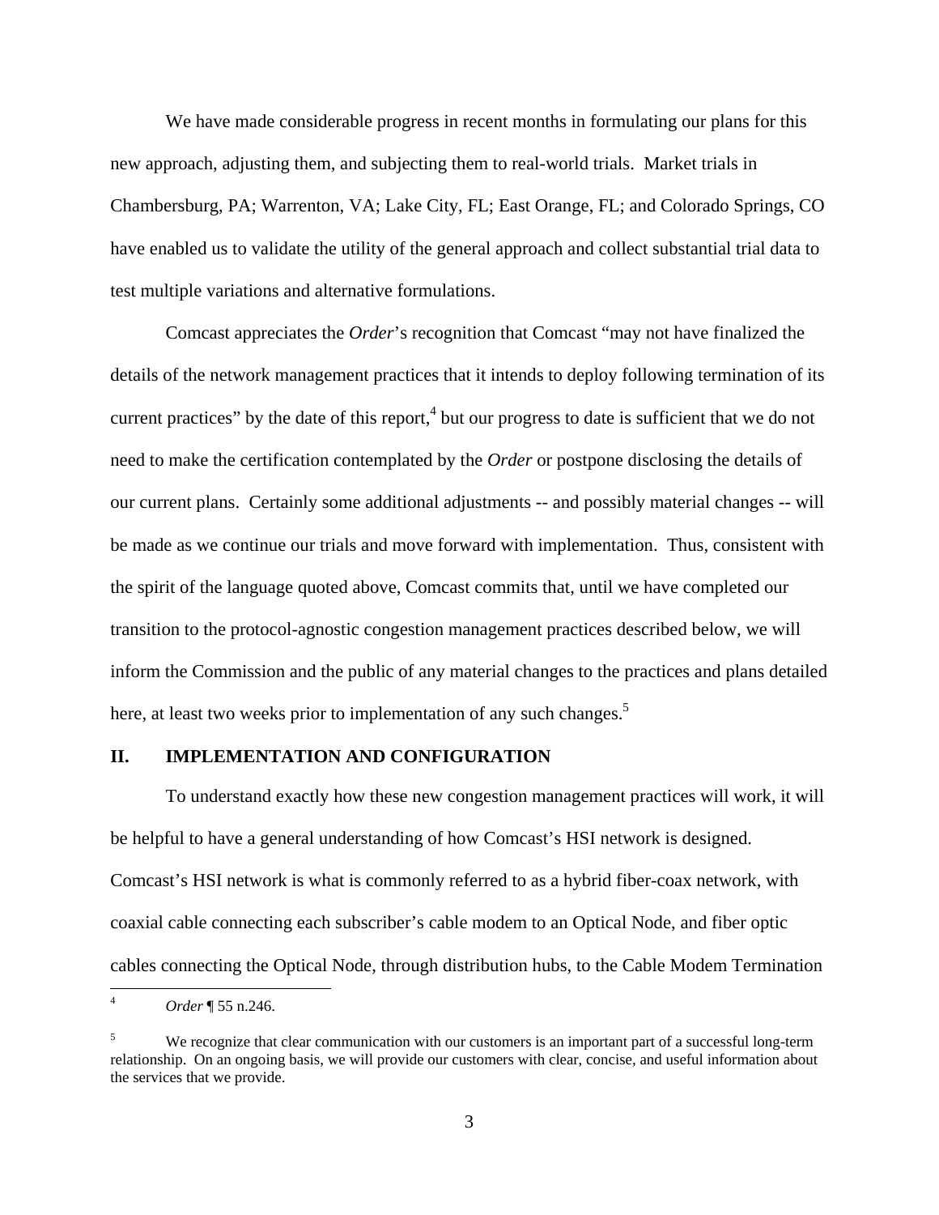We have made considerable progress in recent months in formulating our plans for this new approach, adjusting them, and subjecting them to real-world trials. Market trials in Chambersburg, PA; Warrenton, VA; Lake City, FL; East Orange, FL; and Colorado Springs, CO have enabled us to validate the utility of the general approach and collect substantial trial data to test multiple variations and alternative formulations.

Comcast appreciates the *Order*'s recognition that Comcast "may not have finalized the details of the network management practices that it intends to deploy following termination of its current practices" by the date of this report,[4] but our progress to date is sufficient that we do not need to make the certification contemplated by the *Order* or postpone disclosing the details of our current plans. Certainly some additional adjustments -- and possibly material changes -- will be made as we continue our trials and move forward with implementation. Thus, consistent with the spirit of the language quoted above, Comcast commits that, until we have completed our transition to the protocol-agnostic congestion management practices described below, we will inform the Commission and the public of any material changes to the practices and plans detailed here, at least two weeks prior to implementation of any such changes.[5]

## II. IMPLEMENTATION AND CONFIGURATION

To understand exactly how these new congestion management practices will work, it will be helpful to have a general understanding of how Comcast's HSI network is designed. Comcast's HSI network is what is commonly referred to as a hybrid fiber-coax network, with coaxial cable connecting each subscriber's cable modem to an Optical Node, and fiber optic cables connecting the Optical Node, through distribution hubs, to the Cable Modem Termination

---

[4] *Order* ¶ 55 n.246.

[5] We recognize that clear communication with our customers is an important part of a successful long-term relationship. On an ongoing basis, we will provide our customers with clear, concise, and useful information about the services that we provide.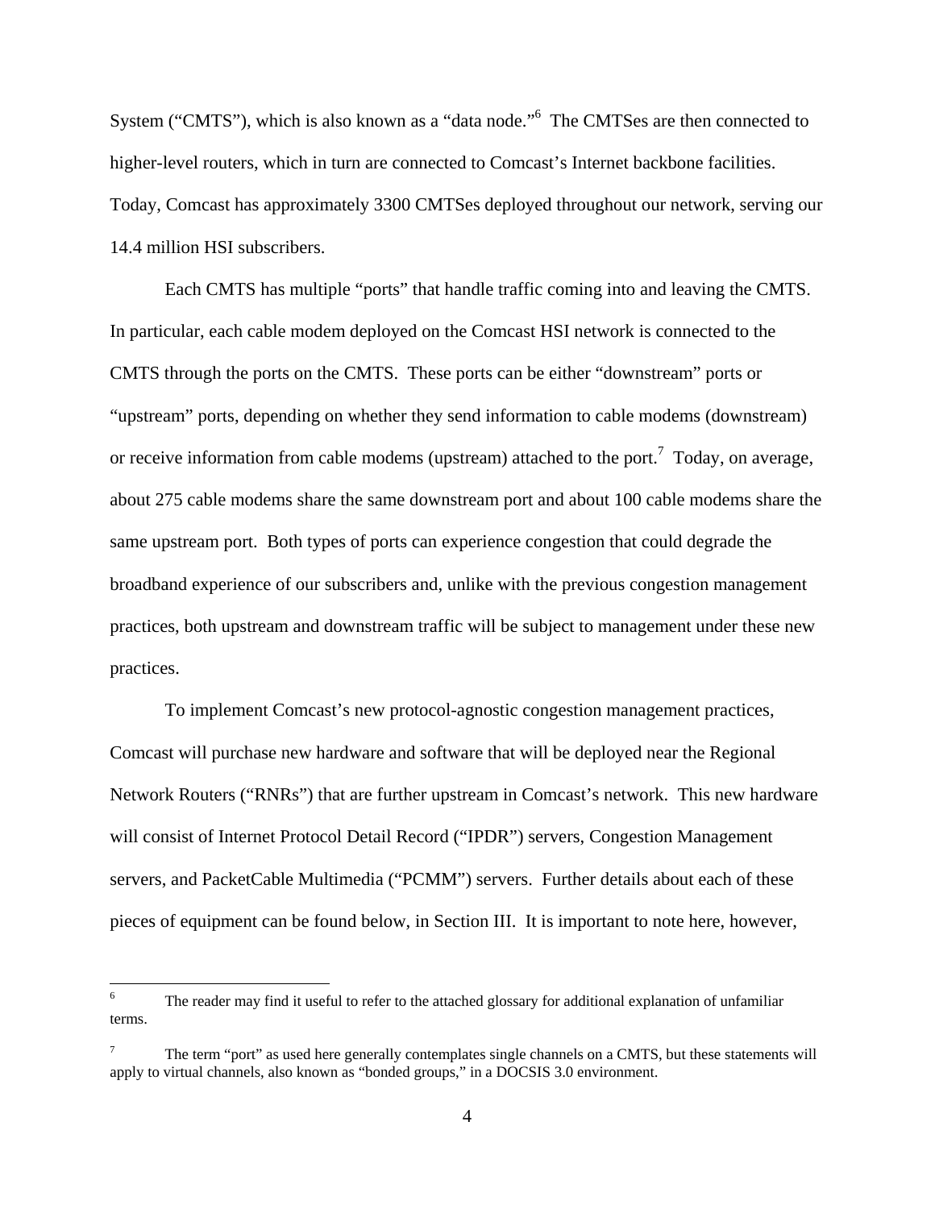System ("CMTS"), which is also known as a "data node."[6] The CMTSes are then connected to higher-level routers, which in turn are connected to Comcast's Internet backbone facilities. Today, Comcast has approximately 3300 CMTSes deployed throughout our network, serving our 14.4 million HSI subscribers.

Each CMTS has multiple "ports" that handle traffic coming into and leaving the CMTS. In particular, each cable modem deployed on the Comcast HSI network is connected to the CMTS through the ports on the CMTS. These ports can be either "downstream" ports or "upstream" ports, depending on whether they send information to cable modems (downstream) or receive information from cable modems (upstream) attached to the port.[7] Today, on average, about 275 cable modems share the same downstream port and about 100 cable modems share the same upstream port. Both types of ports can experience congestion that could degrade the broadband experience of our subscribers and, unlike with the previous congestion management practices, both upstream and downstream traffic will be subject to management under these new practices.

To implement Comcast's new protocol-agnostic congestion management practices, Comcast will purchase new hardware and software that will be deployed near the Regional Network Routers ("RNRs") that are further upstream in Comcast's network. This new hardware will consist of Internet Protocol Detail Record ("IPDR") servers, Congestion Management servers, and PacketCable Multimedia ("PCMM") servers. Further details about each of these pieces of equipment can be found below, in Section III. It is important to note here, however,

---

[6] The reader may find it useful to refer to the attached glossary for additional explanation of unfamiliar terms.

[7] The term "port" as used here generally contemplates single channels on a CMTS, but these statements will apply to virtual channels, also known as "bonded groups," in a DOCSIS 3.0 environment.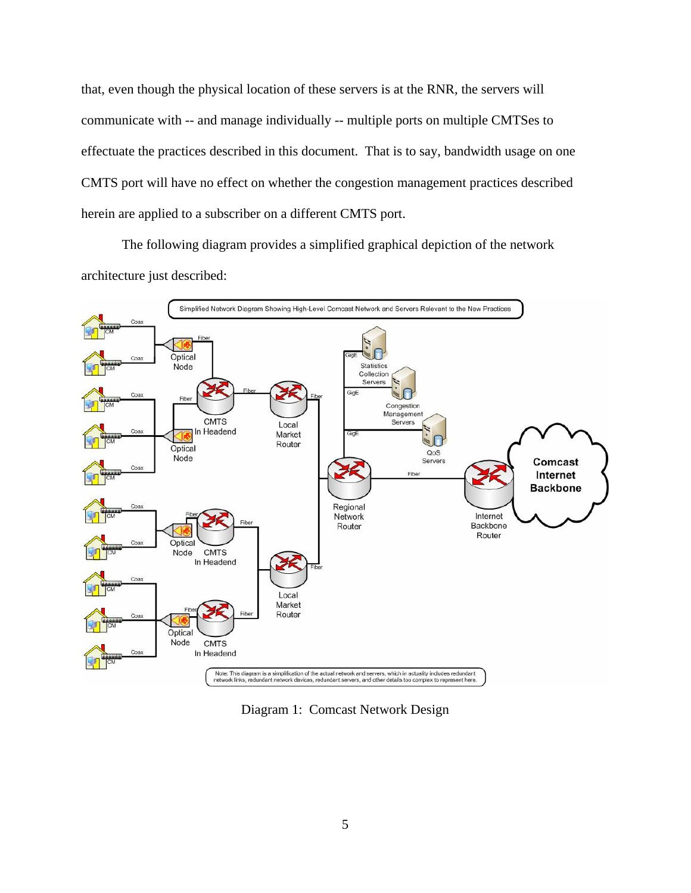that, even though the physical location of these servers is at the RNR, the servers will communicate with -- and manage individually -- multiple ports on multiple CMTSes to effectuate the practices described in this document. That is to say, bandwidth usage on one CMTS port will have no effect on whether the congestion management practices described herein are applied to a subscriber on a different CMTS port.

The following diagram provides a simplified graphical depiction of the network architecture just described:

Diagram 1: Comcast Network Design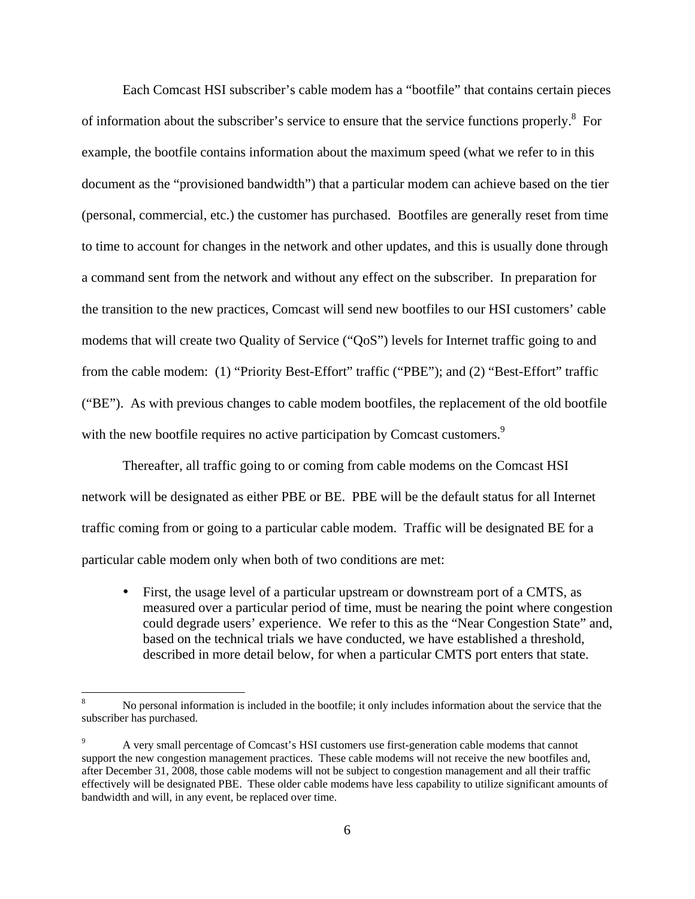Each Comcast HSI subscriber's cable modem has a "bootfile" that contains certain pieces of information about the subscriber's service to ensure that the service functions properly.[8] For example, the bootfile contains information about the maximum speed (what we refer to in this document as the "provisioned bandwidth") that a particular modem can achieve based on the tier (personal, commercial, etc.) the customer has purchased. Bootfiles are generally reset from time to time to account for changes in the network and other updates, and this is usually done through a command sent from the network and without any effect on the subscriber. In preparation for the transition to the new practices, Comcast will send new bootfiles to our HSI customers' cable modems that will create two Quality of Service ("QoS") levels for Internet traffic going to and from the cable modem: (1) "Priority Best-Effort" traffic ("PBE"); and (2) "Best-Effort" traffic ("BE"). As with previous changes to cable modem bootfiles, the replacement of the old bootfile with the new bootfile requires no active participation by Comcast customers.[9]

Thereafter, all traffic going to or coming from cable modems on the Comcast HSI network will be designated as either PBE or BE. PBE will be the default status for all Internet traffic coming from or going to a particular cable modem. Traffic will be designated BE for a particular cable modem only when both of two conditions are met:

- First, the usage level of a particular upstream or downstream port of a CMTS, as measured over a particular period of time, must be nearing the point where congestion could degrade users' experience. We refer to this as the "Near Congestion State" and, based on the technical trials we have conducted, we have established a threshold, described in more detail below, for when a particular CMTS port enters that state.

---

[8] No personal information is included in the bootfile; it only includes information about the service that the subscriber has purchased.

[9] A very small percentage of Comcast's HSI customers use first-generation cable modems that cannot support the new congestion management practices. These cable modems will not receive the new bootfiles and, after December 31, 2008, those cable modems will not be subject to congestion management and all their traffic effectively will be designated PBE. These older cable modems have less capability to utilize significant amounts of bandwidth and will, in any event, be replaced over time.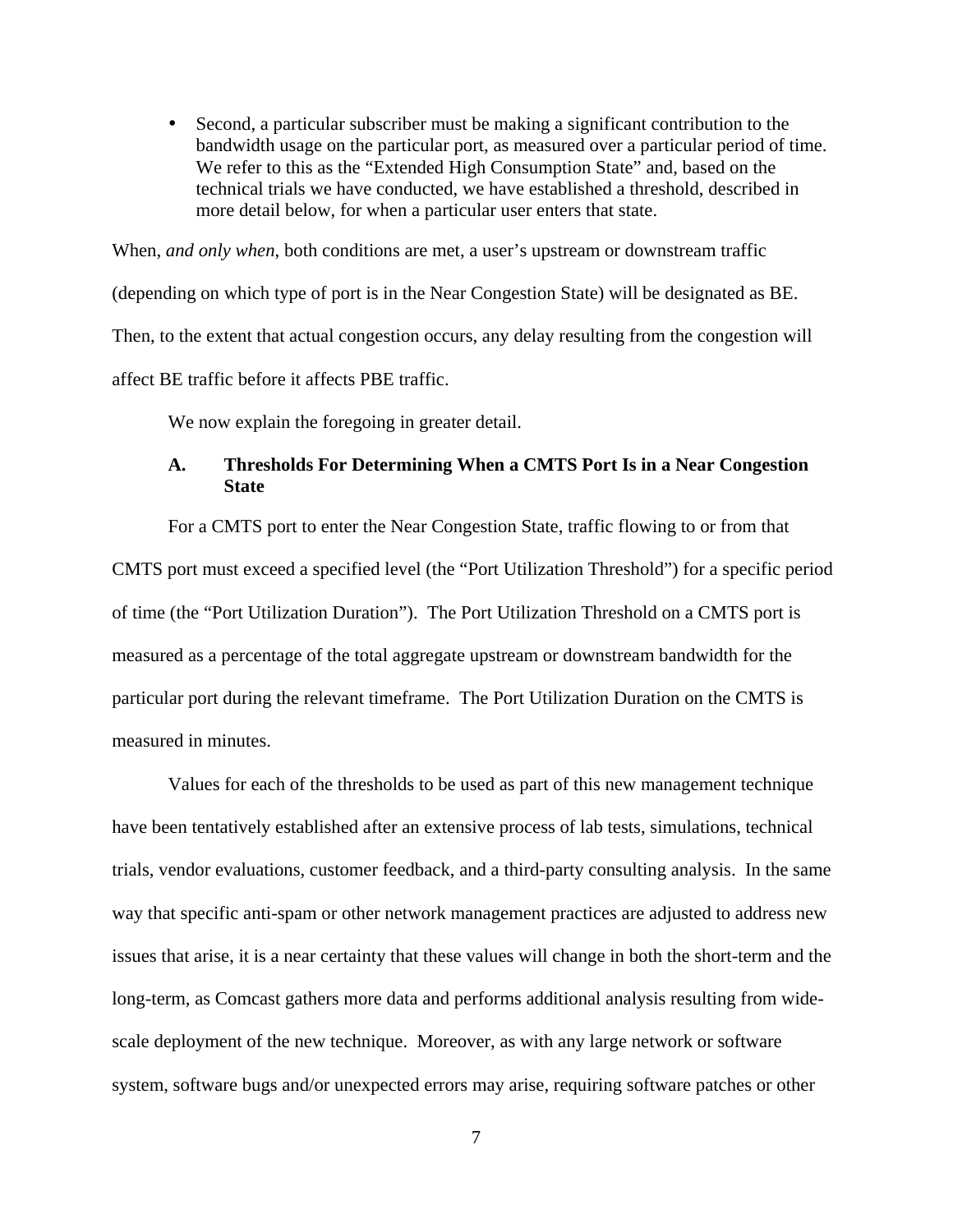- Second, a particular subscriber must be making a significant contribution to the bandwidth usage on the particular port, as measured over a particular period of time. We refer to this as the "Extended High Consumption State" and, based on the technical trials we have conducted, we have established a threshold, described in more detail below, for when a particular user enters that state.

When, *and only when*, both conditions are met, a user's upstream or downstream traffic (depending on which type of port is in the Near Congestion State) will be designated as BE. Then, to the extent that actual congestion occurs, any delay resulting from the congestion will affect BE traffic before it affects PBE traffic.

We now explain the foregoing in greater detail.

### A. Thresholds For Determining When a CMTS Port Is in a Near Congestion State

For a CMTS port to enter the Near Congestion State, traffic flowing to or from that CMTS port must exceed a specified level (the "Port Utilization Threshold") for a specific period of time (the "Port Utilization Duration"). The Port Utilization Threshold on a CMTS port is measured as a percentage of the total aggregate upstream or downstream bandwidth for the particular port during the relevant timeframe. The Port Utilization Duration on the CMTS is measured in minutes.

Values for each of the thresholds to be used as part of this new management technique have been tentatively established after an extensive process of lab tests, simulations, technical trials, vendor evaluations, customer feedback, and a third-party consulting analysis. In the same way that specific anti-spam or other network management practices are adjusted to address new issues that arise, it is a near certainty that these values will change in both the short-term and the long-term, as Comcast gathers more data and performs additional analysis resulting from wide-scale deployment of the new technique. Moreover, as with any large network or software system, software bugs and/or unexpected errors may arise, requiring software patches or other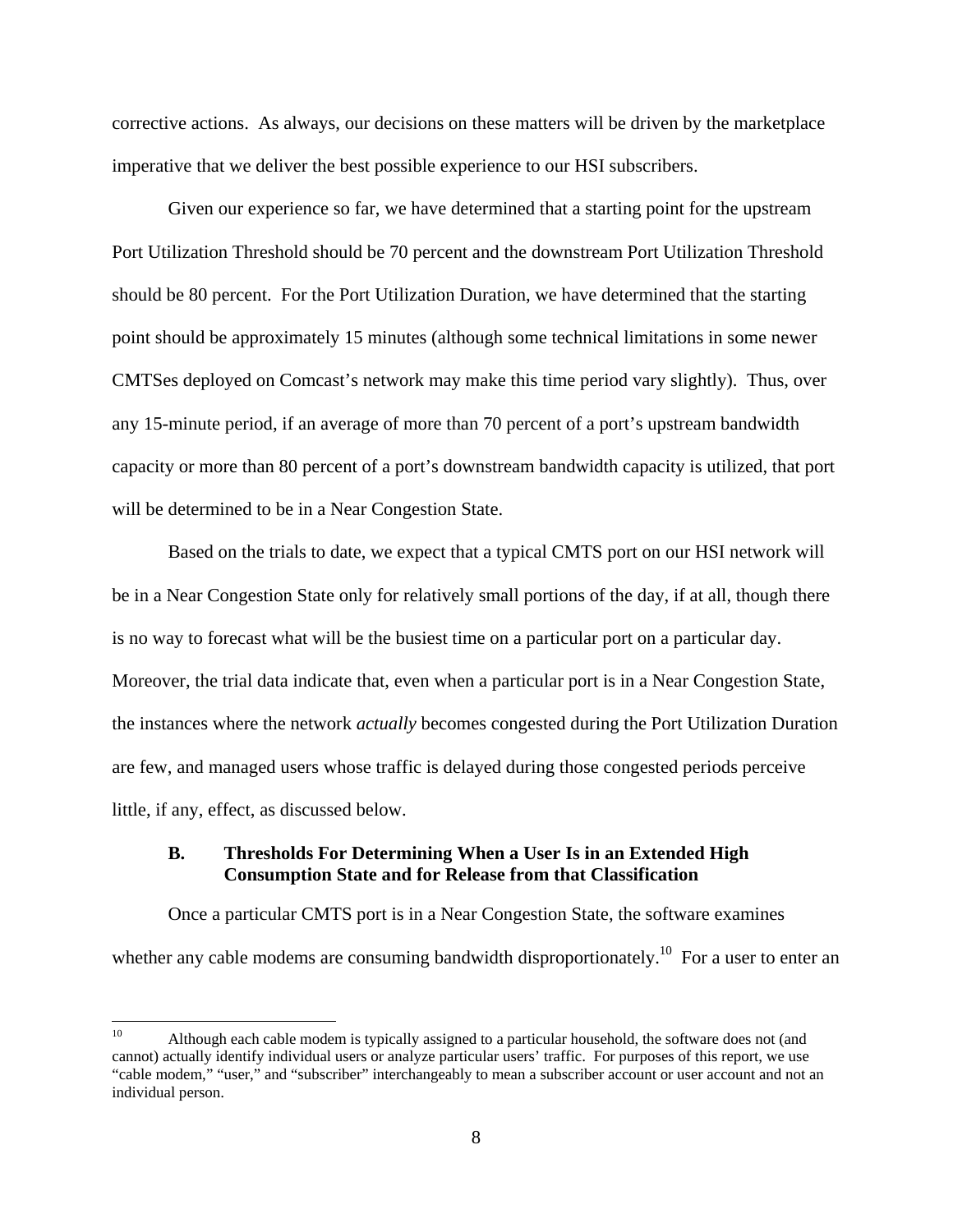corrective actions. As always, our decisions on these matters will be driven by the marketplace imperative that we deliver the best possible experience to our HSI subscribers.

Given our experience so far, we have determined that a starting point for the upstream Port Utilization Threshold should be 70 percent and the downstream Port Utilization Threshold should be 80 percent. For the Port Utilization Duration, we have determined that the starting point should be approximately 15 minutes (although some technical limitations in some newer CMTSes deployed on Comcast's network may make this time period vary slightly). Thus, over any 15-minute period, if an average of more than 70 percent of a port's upstream bandwidth capacity or more than 80 percent of a port's downstream bandwidth capacity is utilized, that port will be determined to be in a Near Congestion State.

Based on the trials to date, we expect that a typical CMTS port on our HSI network will be in a Near Congestion State only for relatively small portions of the day, if at all, though there is no way to forecast what will be the busiest time on a particular port on a particular day. Moreover, the trial data indicate that, even when a particular port is in a Near Congestion State, the instances where the network *actually* becomes congested during the Port Utilization Duration are few, and managed users whose traffic is delayed during those congested periods perceive little, if any, effect, as discussed below.

### B. Thresholds For Determining When a User Is in an Extended High Consumption State and for Release from that Classification

Once a particular CMTS port is in a Near Congestion State, the software examines whether any cable modems are consuming bandwidth disproportionately.[10] For a user to enter an

---

[10] Although each cable modem is typically assigned to a particular household, the software does not (and cannot) actually identify individual users or analyze particular users' traffic. For purposes of this report, we use "cable modem," "user," and "subscriber" interchangeably to mean a subscriber account or user account and not an individual person.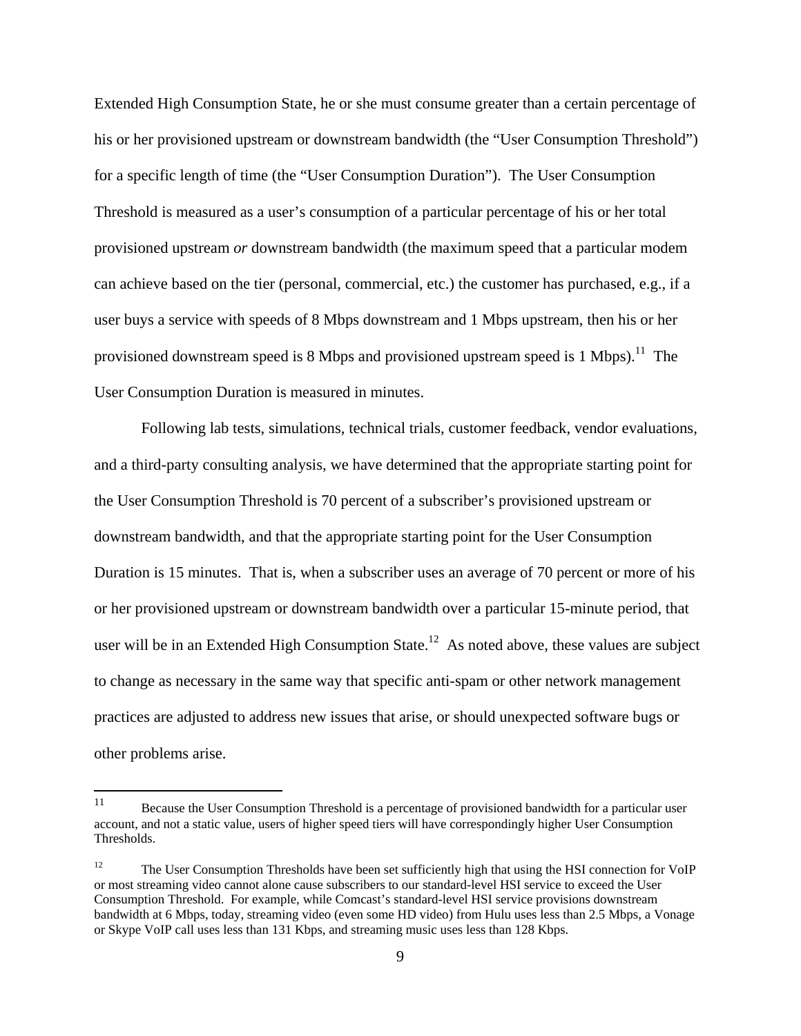Extended High Consumption State, he or she must consume greater than a certain percentage of his or her provisioned upstream or downstream bandwidth (the "User Consumption Threshold") for a specific length of time (the "User Consumption Duration"). The User Consumption Threshold is measured as a user's consumption of a particular percentage of his or her total provisioned upstream *or* downstream bandwidth (the maximum speed that a particular modem can achieve based on the tier (personal, commercial, etc.) the customer has purchased, e.g., if a user buys a service with speeds of 8 Mbps downstream and 1 Mbps upstream, then his or her provisioned downstream speed is 8 Mbps and provisioned upstream speed is 1 Mbps).[11] The User Consumption Duration is measured in minutes.

Following lab tests, simulations, technical trials, customer feedback, vendor evaluations, and a third-party consulting analysis, we have determined that the appropriate starting point for the User Consumption Threshold is 70 percent of a subscriber's provisioned upstream or downstream bandwidth, and that the appropriate starting point for the User Consumption Duration is 15 minutes. That is, when a subscriber uses an average of 70 percent or more of his or her provisioned upstream or downstream bandwidth over a particular 15-minute period, that user will be in an Extended High Consumption State.[12] As noted above, these values are subject to change as necessary in the same way that specific anti-spam or other network management practices are adjusted to address new issues that arise, or should unexpected software bugs or other problems arise.

---

[11] Because the User Consumption Threshold is a percentage of provisioned bandwidth for a particular user account, and not a static value, users of higher speed tiers will have correspondingly higher User Consumption Thresholds.

[12] The User Consumption Thresholds have been set sufficiently high that using the HSI connection for VoIP or most streaming video cannot alone cause subscribers to our standard-level HSI service to exceed the User Consumption Threshold. For example, while Comcast's standard-level HSI service provisions downstream bandwidth at 6 Mbps, today, streaming video (even some HD video) from Hulu uses less than 2.5 Mbps, a Vonage or Skype VoIP call uses less than 131 Kbps, and streaming music uses less than 128 Kbps.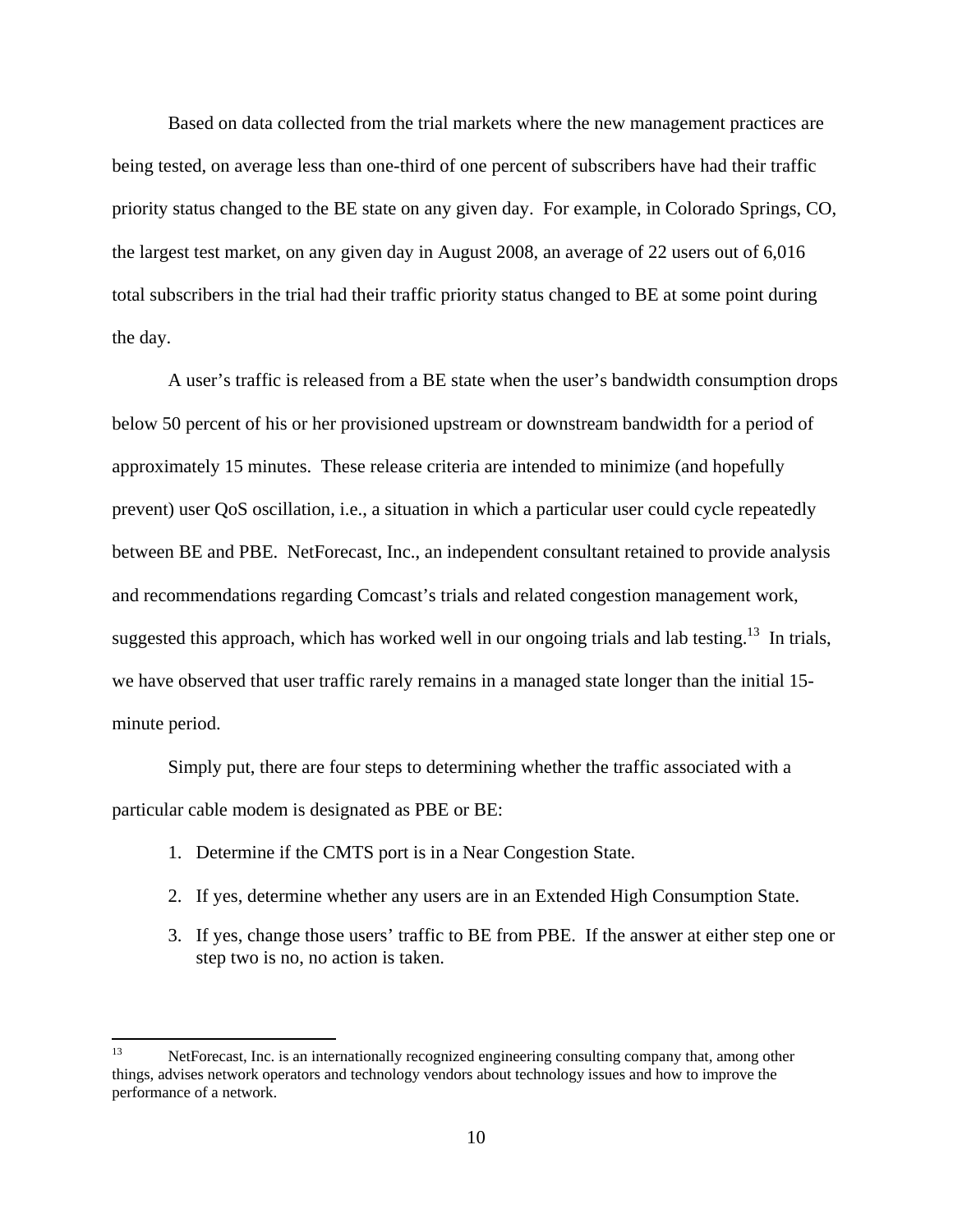Based on data collected from the trial markets where the new management practices are being tested, on average less than one-third of one percent of subscribers have had their traffic priority status changed to the BE state on any given day. For example, in Colorado Springs, CO, the largest test market, on any given day in August 2008, an average of 22 users out of 6,016 total subscribers in the trial had their traffic priority status changed to BE at some point during the day.

A user's traffic is released from a BE state when the user's bandwidth consumption drops below 50 percent of his or her provisioned upstream or downstream bandwidth for a period of approximately 15 minutes. These release criteria are intended to minimize (and hopefully prevent) user QoS oscillation, i.e., a situation in which a particular user could cycle repeatedly between BE and PBE. NetForecast, Inc., an independent consultant retained to provide analysis and recommendations regarding Comcast's trials and related congestion management work, suggested this approach, which has worked well in our ongoing trials and lab testing.[13] In trials, we have observed that user traffic rarely remains in a managed state longer than the initial 15-minute period.

Simply put, there are four steps to determining whether the traffic associated with a particular cable modem is designated as PBE or BE:

1. Determine if the CMTS port is in a Near Congestion State.
2. If yes, determine whether any users are in an Extended High Consumption State.
3. If yes, change those users' traffic to BE from PBE. If the answer at either step one or step two is no, no action is taken.

---

[13] NetForecast, Inc. is an internationally recognized engineering consulting company that, among other things, advises network operators and technology vendors about technology issues and how to improve the performance of a network.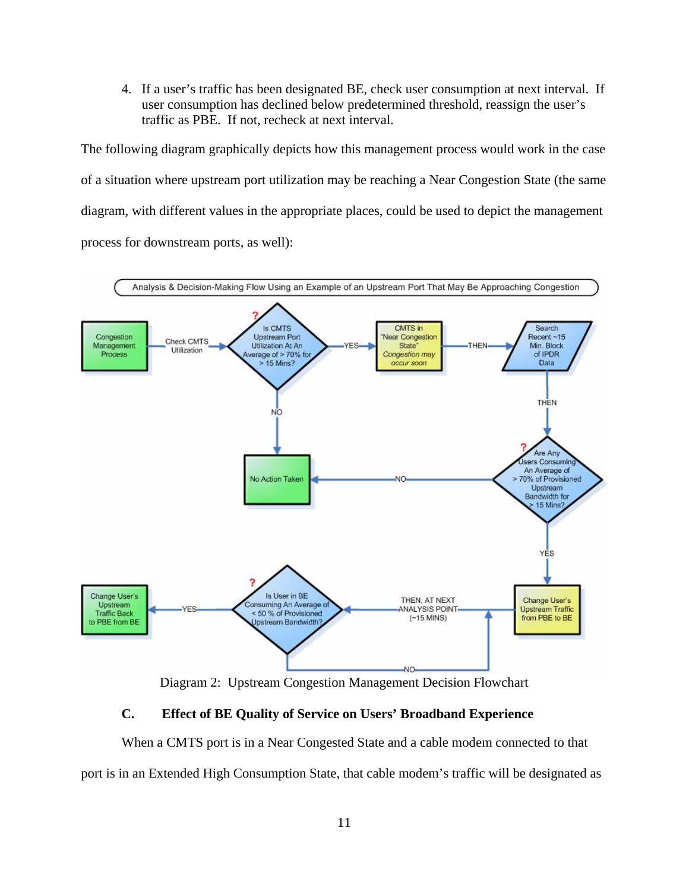4. If a user's traffic has been designated BE, check user consumption at next interval. If user consumption has declined below predetermined threshold, reassign the user's traffic as PBE. If not, recheck at next interval.

The following diagram graphically depicts how this management process would work in the case of a situation where upstream port utilization may be reaching a Near Congestion State (the same diagram, with different values in the appropriate places, could be used to depict the management process for downstream ports, as well):

Analysis & Decision-Making Flow Using an Example of an Upstream Port That May Be Approaching Congestion

- Congestion Management Process → Check CMTS Utilization → **Is CMTS Upstream Port Utilization At An Average of > 70% for > 15 Mins?**
  - NO → No Action Taken
  - YES → CMTS in "Near Congestion State" *Congestion may occur soon* → THEN → Search Recent ~15 Min. Block of IPDR Data → THEN → **Are Any Users Consuming An Average of > 70% of Provisioned Upstream Bandwidth for > 15 Mins?**
    - NO → No Action Taken
    - YES → Change User's Upstream Traffic from PBE to BE → THEN, AT NEXT ANALYSIS POINT (~15 MINS) → **Is User in BE Consuming An Average of < 50 % of Provisioned Upstream Bandwidth?**
      - YES → Change User's Upstream Traffic Back to PBE from BE
      - NO → (return to next analysis point)

Diagram 2: Upstream Congestion Management Decision Flowchart

### C. Effect of BE Quality of Service on Users' Broadband Experience

When a CMTS port is in a Near Congested State and a cable modem connected to that port is in an Extended High Consumption State, that cable modem's traffic will be designated as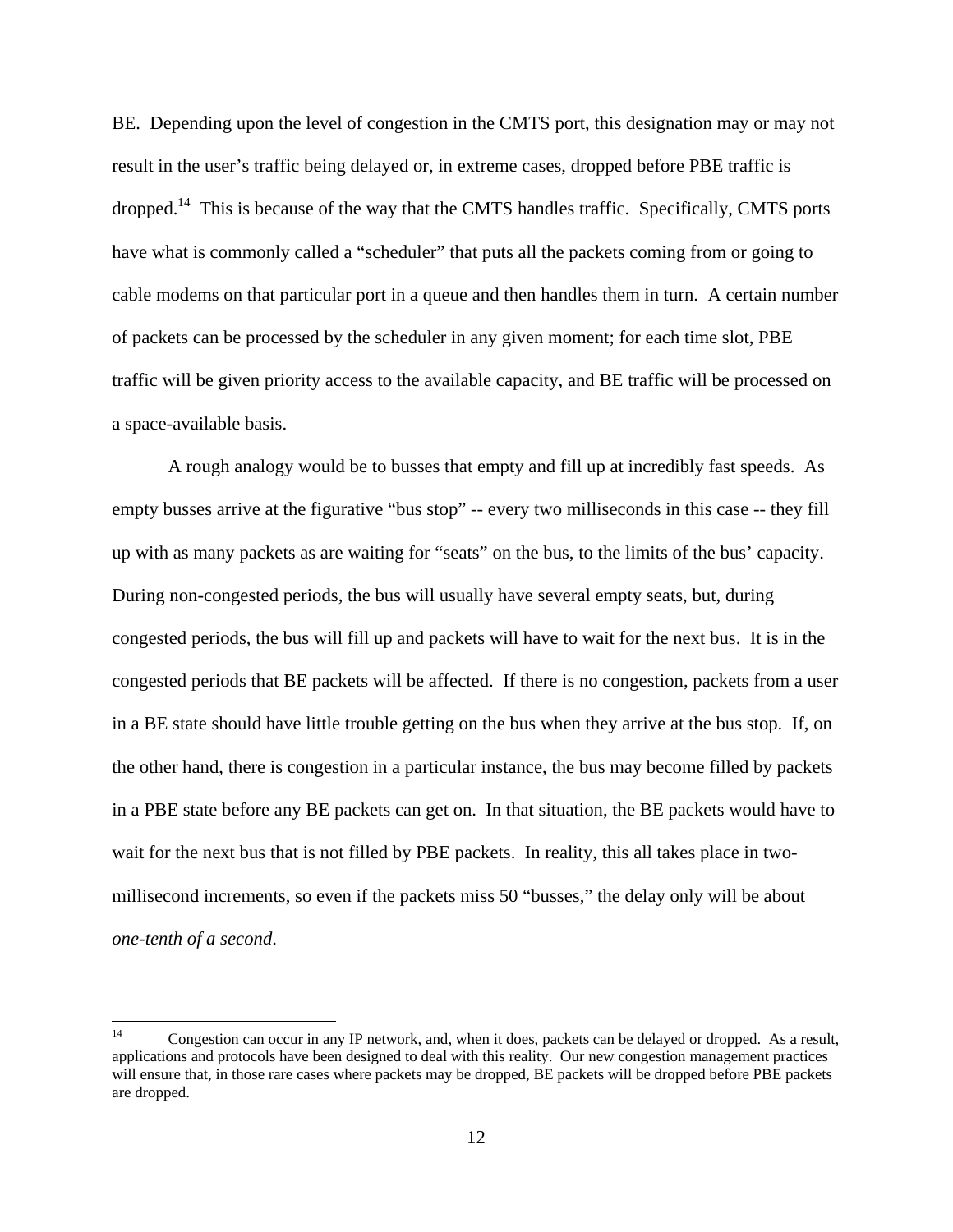BE. Depending upon the level of congestion in the CMTS port, this designation may or may not result in the user's traffic being delayed or, in extreme cases, dropped before PBE traffic is dropped.[14] This is because of the way that the CMTS handles traffic. Specifically, CMTS ports have what is commonly called a "scheduler" that puts all the packets coming from or going to cable modems on that particular port in a queue and then handles them in turn. A certain number of packets can be processed by the scheduler in any given moment; for each time slot, PBE traffic will be given priority access to the available capacity, and BE traffic will be processed on a space-available basis.

A rough analogy would be to busses that empty and fill up at incredibly fast speeds. As empty busses arrive at the figurative "bus stop" -- every two milliseconds in this case -- they fill up with as many packets as are waiting for "seats" on the bus, to the limits of the bus' capacity. During non-congested periods, the bus will usually have several empty seats, but, during congested periods, the bus will fill up and packets will have to wait for the next bus. It is in the congested periods that BE packets will be affected. If there is no congestion, packets from a user in a BE state should have little trouble getting on the bus when they arrive at the bus stop. If, on the other hand, there is congestion in a particular instance, the bus may become filled by packets in a PBE state before any BE packets can get on. In that situation, the BE packets would have to wait for the next bus that is not filled by PBE packets. In reality, this all takes place in two-millisecond increments, so even if the packets miss 50 "busses," the delay only will be about *one-tenth of a second*.

---

[14] Congestion can occur in any IP network, and, when it does, packets can be delayed or dropped. As a result, applications and protocols have been designed to deal with this reality. Our new congestion management practices will ensure that, in those rare cases where packets may be dropped, BE packets will be dropped before PBE packets are dropped.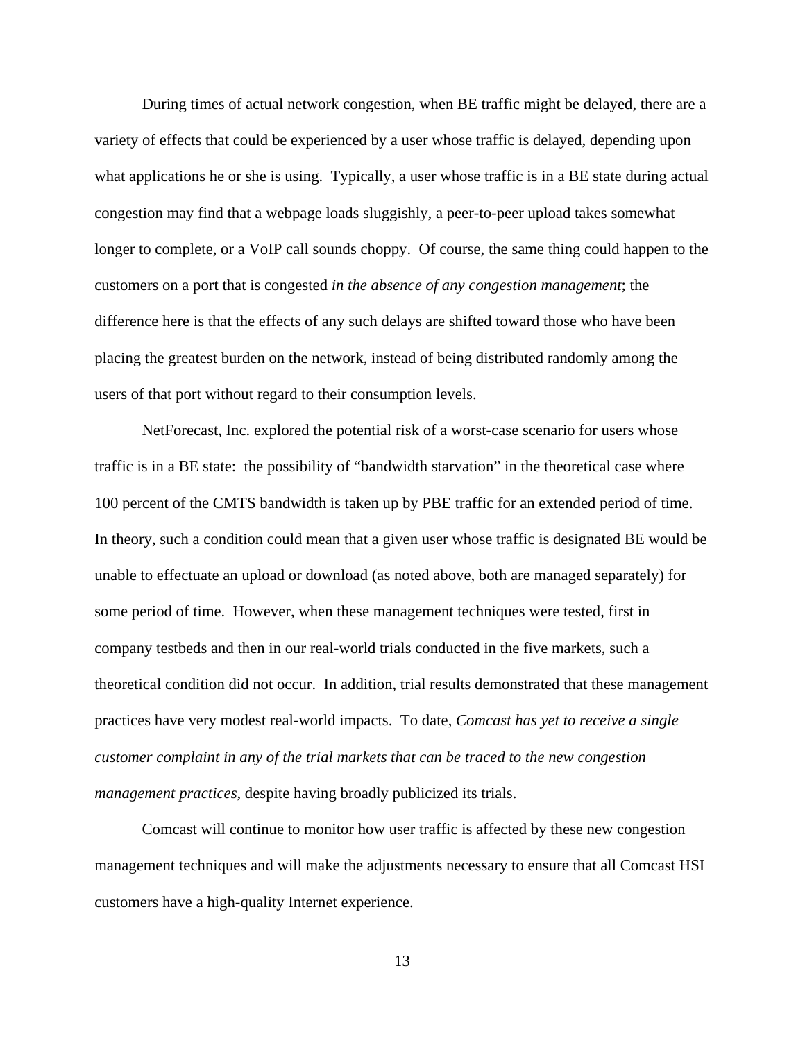During times of actual network congestion, when BE traffic might be delayed, there are a variety of effects that could be experienced by a user whose traffic is delayed, depending upon what applications he or she is using. Typically, a user whose traffic is in a BE state during actual congestion may find that a webpage loads sluggishly, a peer-to-peer upload takes somewhat longer to complete, or a VoIP call sounds choppy. Of course, the same thing could happen to the customers on a port that is congested *in the absence of any congestion management*; the difference here is that the effects of any such delays are shifted toward those who have been placing the greatest burden on the network, instead of being distributed randomly among the users of that port without regard to their consumption levels.

NetForecast, Inc. explored the potential risk of a worst-case scenario for users whose traffic is in a BE state: the possibility of "bandwidth starvation" in the theoretical case where 100 percent of the CMTS bandwidth is taken up by PBE traffic for an extended period of time. In theory, such a condition could mean that a given user whose traffic is designated BE would be unable to effectuate an upload or download (as noted above, both are managed separately) for some period of time. However, when these management techniques were tested, first in company testbeds and then in our real-world trials conducted in the five markets, such a theoretical condition did not occur. In addition, trial results demonstrated that these management practices have very modest real-world impacts. To date, *Comcast has yet to receive a single customer complaint in any of the trial markets that can be traced to the new congestion management practices*, despite having broadly publicized its trials.

Comcast will continue to monitor how user traffic is affected by these new congestion management techniques and will make the adjustments necessary to ensure that all Comcast HSI customers have a high-quality Internet experience.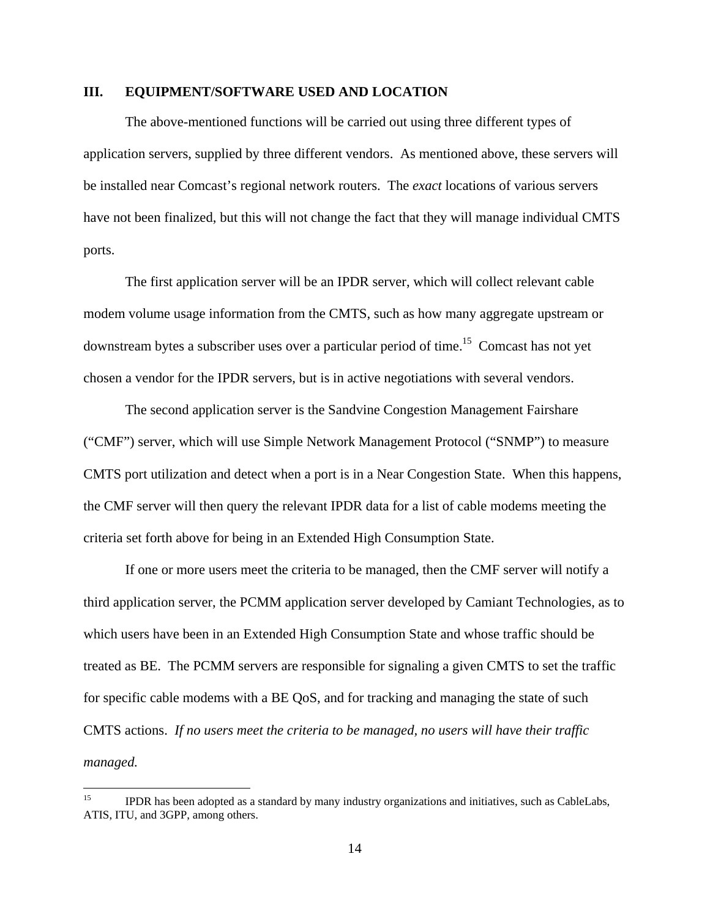## III. EQUIPMENT/SOFTWARE USED AND LOCATION

The above-mentioned functions will be carried out using three different types of application servers, supplied by three different vendors. As mentioned above, these servers will be installed near Comcast's regional network routers. The *exact* locations of various servers have not been finalized, but this will not change the fact that they will manage individual CMTS ports.

The first application server will be an IPDR server, which will collect relevant cable modem volume usage information from the CMTS, such as how many aggregate upstream or downstream bytes a subscriber uses over a particular period of time.[15] Comcast has not yet chosen a vendor for the IPDR servers, but is in active negotiations with several vendors.

The second application server is the Sandvine Congestion Management Fairshare ("CMF") server, which will use Simple Network Management Protocol ("SNMP") to measure CMTS port utilization and detect when a port is in a Near Congestion State. When this happens, the CMF server will then query the relevant IPDR data for a list of cable modems meeting the criteria set forth above for being in an Extended High Consumption State.

If one or more users meet the criteria to be managed, then the CMF server will notify a third application server, the PCMM application server developed by Camiant Technologies, as to which users have been in an Extended High Consumption State and whose traffic should be treated as BE. The PCMM servers are responsible for signaling a given CMTS to set the traffic for specific cable modems with a BE QoS, and for tracking and managing the state of such CMTS actions. *If no users meet the criteria to be managed, no users will have their traffic managed.*

---

[15] IPDR has been adopted as a standard by many industry organizations and initiatives, such as CableLabs, ATIS, ITU, and 3GPP, among others.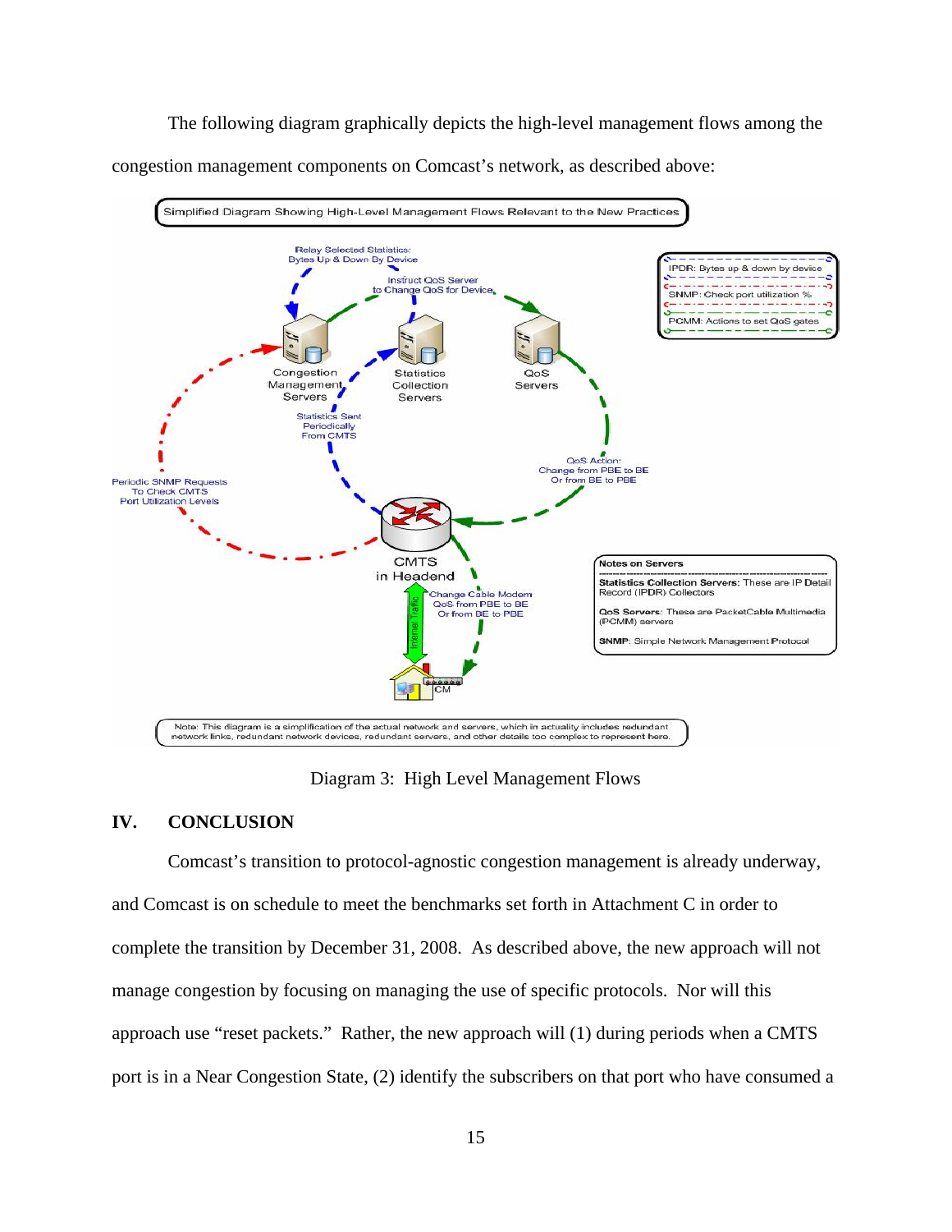The following diagram graphically depicts the high-level management flows among the congestion management components on Comcast's network, as described above:

Diagram 3: High Level Management Flows

## IV. CONCLUSION

Comcast's transition to protocol-agnostic congestion management is already underway, and Comcast is on schedule to meet the benchmarks set forth in Attachment C in order to complete the transition by December 31, 2008. As described above, the new approach will not manage congestion by focusing on managing the use of specific protocols. Nor will this approach use "reset packets." Rather, the new approach will (1) during periods when a CMTS port is in a Near Congestion State, (2) identify the subscribers on that port who have consumed a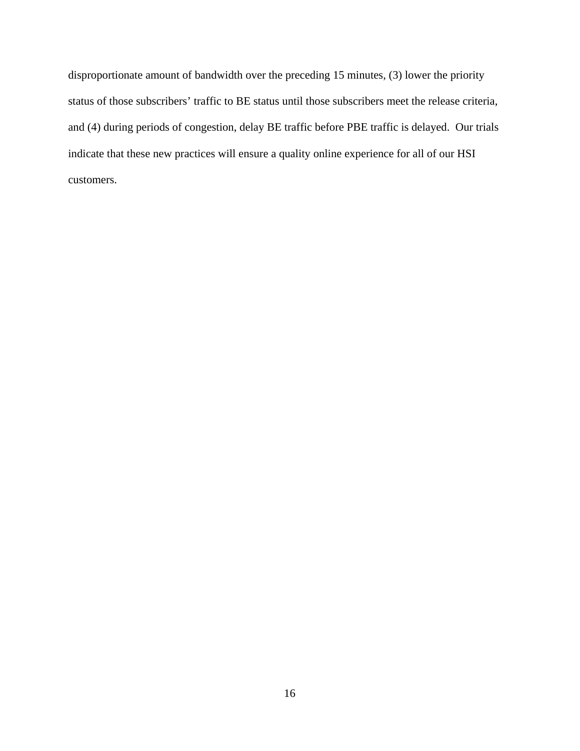disproportionate amount of bandwidth over the preceding 15 minutes, (3) lower the priority status of those subscribers' traffic to BE status until those subscribers meet the release criteria, and (4) during periods of congestion, delay BE traffic before PBE traffic is delayed. Our trials indicate that these new practices will ensure a quality online experience for all of our HSI customers.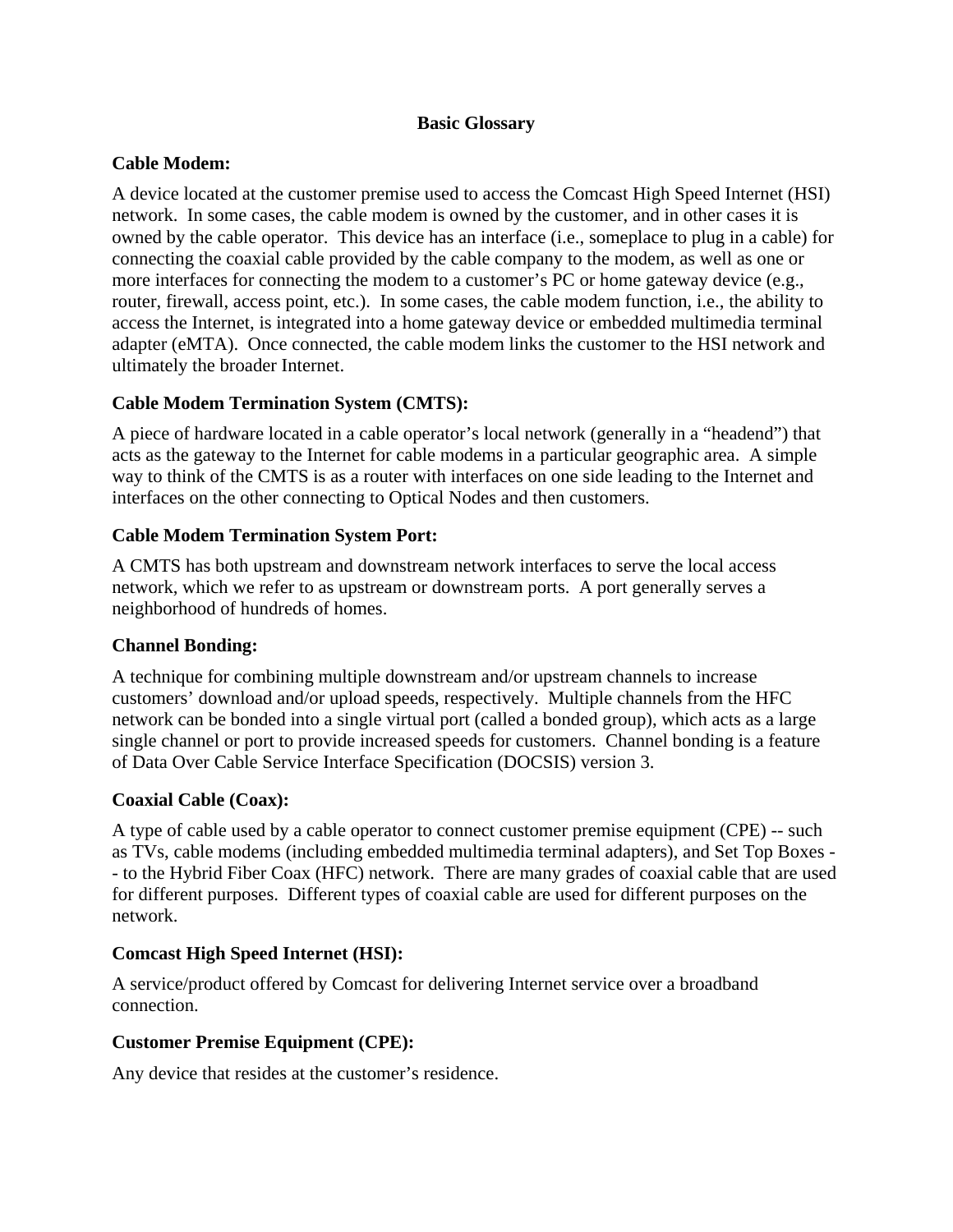# Basic Glossary

**Cable Modem:**

A device located at the customer premise used to access the Comcast High Speed Internet (HSI) network. In some cases, the cable modem is owned by the customer, and in other cases it is owned by the cable operator. This device has an interface (i.e., someplace to plug in a cable) for connecting the coaxial cable provided by the cable company to the modem, as well as one or more interfaces for connecting the modem to a customer's PC or home gateway device (e.g., router, firewall, access point, etc.). In some cases, the cable modem function, i.e., the ability to access the Internet, is integrated into a home gateway device or embedded multimedia terminal adapter (eMTA). Once connected, the cable modem links the customer to the HSI network and ultimately the broader Internet.

**Cable Modem Termination System (CMTS):**

A piece of hardware located in a cable operator's local network (generally in a "headend") that acts as the gateway to the Internet for cable modems in a particular geographic area. A simple way to think of the CMTS is as a router with interfaces on one side leading to the Internet and interfaces on the other connecting to Optical Nodes and then customers.

**Cable Modem Termination System Port:**

A CMTS has both upstream and downstream network interfaces to serve the local access network, which we refer to as upstream or downstream ports. A port generally serves a neighborhood of hundreds of homes.

**Channel Bonding:**

A technique for combining multiple downstream and/or upstream channels to increase customers' download and/or upload speeds, respectively. Multiple channels from the HFC network can be bonded into a single virtual port (called a bonded group), which acts as a large single channel or port to provide increased speeds for customers. Channel bonding is a feature of Data Over Cable Service Interface Specification (DOCSIS) version 3.

**Coaxial Cable (Coax):**

A type of cable used by a cable operator to connect customer premise equipment (CPE) -- such as TVs, cable modems (including embedded multimedia terminal adapters), and Set Top Boxes -- to the Hybrid Fiber Coax (HFC) network. There are many grades of coaxial cable that are used for different purposes. Different types of coaxial cable are used for different purposes on the network.

**Comcast High Speed Internet (HSI):**

A service/product offered by Comcast for delivering Internet service over a broadband connection.

**Customer Premise Equipment (CPE):**

Any device that resides at the customer's residence.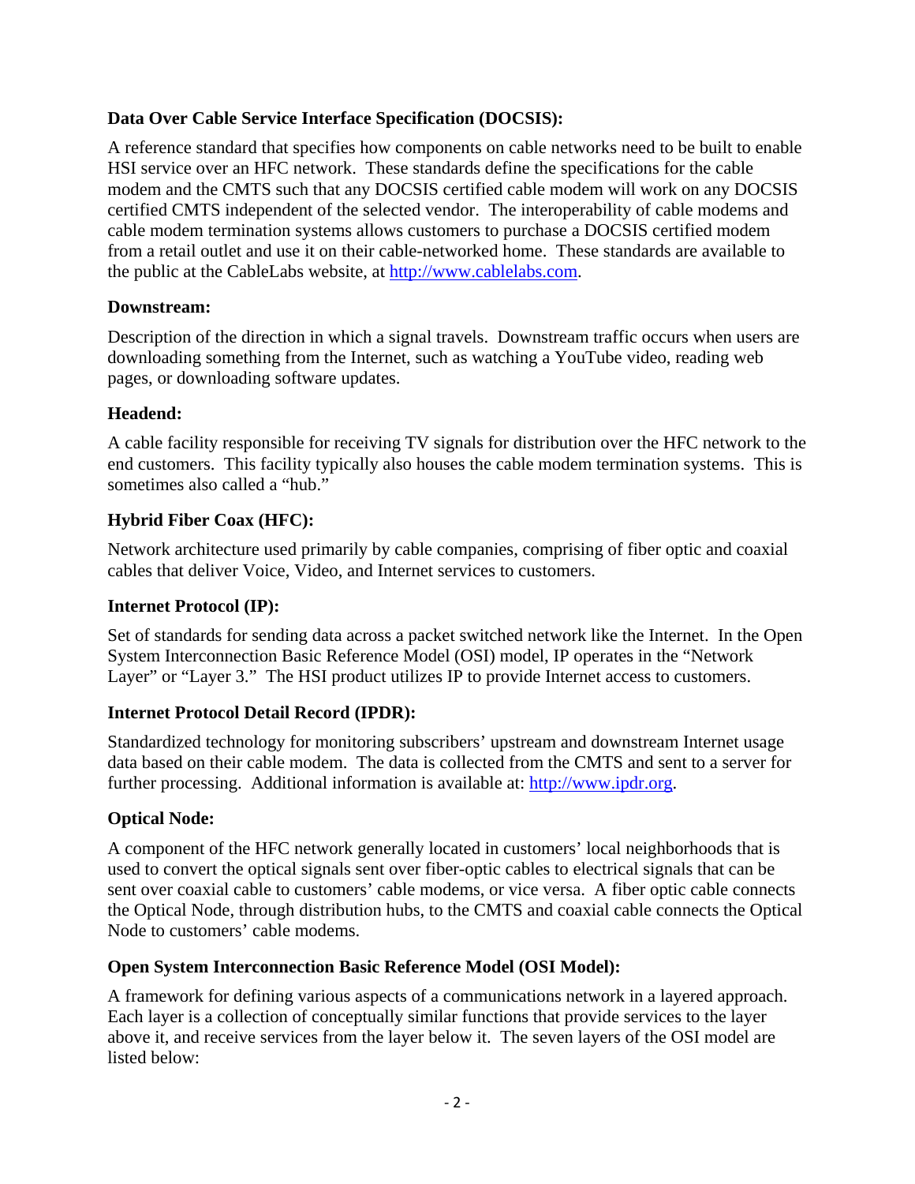**Data Over Cable Service Interface Specification (DOCSIS):**

A reference standard that specifies how components on cable networks need to be built to enable HSI service over an HFC network. These standards define the specifications for the cable modem and the CMTS such that any DOCSIS certified cable modem will work on any DOCSIS certified CMTS independent of the selected vendor. The interoperability of cable modems and cable modem termination systems allows customers to purchase a DOCSIS certified modem from a retail outlet and use it on their cable-networked home. These standards are available to the public at the CableLabs website, at [http://www.cablelabs.com](http://www.cablelabs.com).

**Downstream:**

Description of the direction in which a signal travels. Downstream traffic occurs when users are downloading something from the Internet, such as watching a YouTube video, reading web pages, or downloading software updates.

**Headend:**

A cable facility responsible for receiving TV signals for distribution over the HFC network to the end customers. This facility typically also houses the cable modem termination systems. This is sometimes also called a "hub."

**Hybrid Fiber Coax (HFC):**

Network architecture used primarily by cable companies, comprising of fiber optic and coaxial cables that deliver Voice, Video, and Internet services to customers.

**Internet Protocol (IP):**

Set of standards for sending data across a packet switched network like the Internet. In the Open System Interconnection Basic Reference Model (OSI) model, IP operates in the "Network Layer" or "Layer 3." The HSI product utilizes IP to provide Internet access to customers.

**Internet Protocol Detail Record (IPDR):**

Standardized technology for monitoring subscribers' upstream and downstream Internet usage data based on their cable modem. The data is collected from the CMTS and sent to a server for further processing. Additional information is available at: [http://www.ipdr.org](http://www.ipdr.org).

**Optical Node:**

A component of the HFC network generally located in customers' local neighborhoods that is used to convert the optical signals sent over fiber-optic cables to electrical signals that can be sent over coaxial cable to customers' cable modems, or vice versa. A fiber optic cable connects the Optical Node, through distribution hubs, to the CMTS and coaxial cable connects the Optical Node to customers' cable modems.

**Open System Interconnection Basic Reference Model (OSI Model):**

A framework for defining various aspects of a communications network in a layered approach. Each layer is a collection of conceptually similar functions that provide services to the layer above it, and receive services from the layer below it. The seven layers of the OSI model are listed below: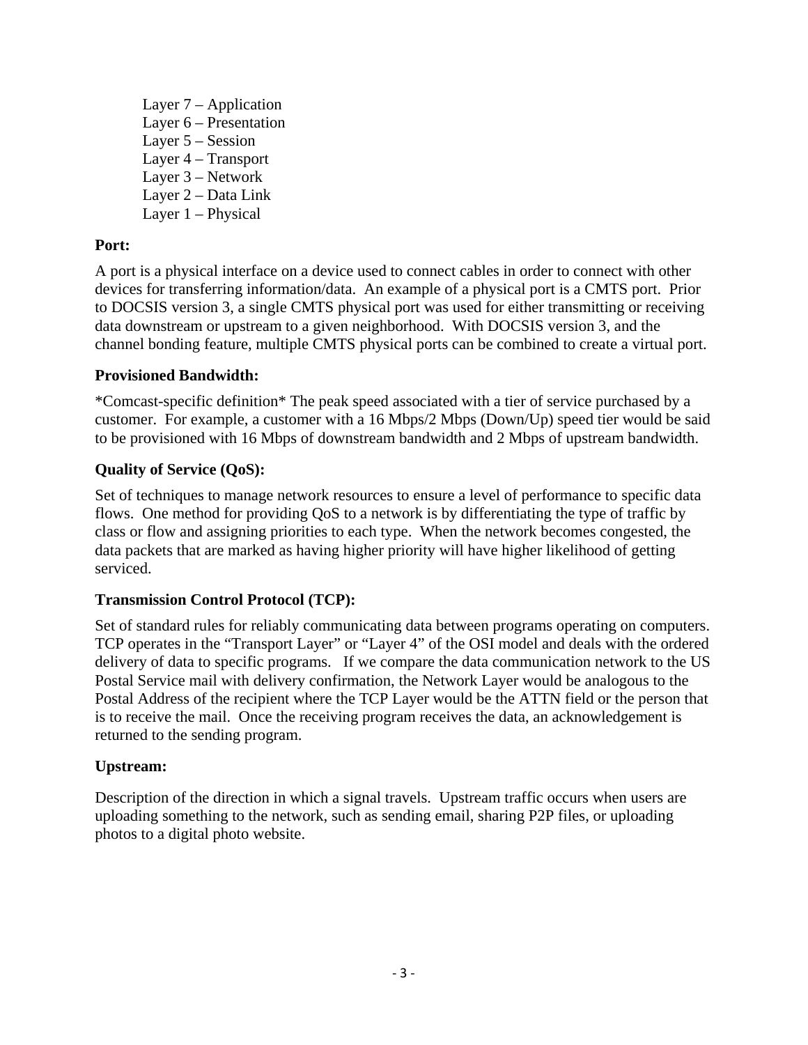Layer 7 – Application
Layer 6 – Presentation
Layer 5 – Session
Layer 4 – Transport
Layer 3 – Network
Layer 2 – Data Link
Layer 1 – Physical

**Port:**

A port is a physical interface on a device used to connect cables in order to connect with other devices for transferring information/data. An example of a physical port is a CMTS port. Prior to DOCSIS version 3, a single CMTS physical port was used for either transmitting or receiving data downstream or upstream to a given neighborhood. With DOCSIS version 3, and the channel bonding feature, multiple CMTS physical ports can be combined to create a virtual port.

**Provisioned Bandwidth:**

*Comcast-specific definition* The peak speed associated with a tier of service purchased by a customer. For example, a customer with a 16 Mbps/2 Mbps (Down/Up) speed tier would be said to be provisioned with 16 Mbps of downstream bandwidth and 2 Mbps of upstream bandwidth.

**Quality of Service (QoS):**

Set of techniques to manage network resources to ensure a level of performance to specific data flows. One method for providing QoS to a network is by differentiating the type of traffic by class or flow and assigning priorities to each type. When the network becomes congested, the data packets that are marked as having higher priority will have higher likelihood of getting serviced.

**Transmission Control Protocol (TCP):**

Set of standard rules for reliably communicating data between programs operating on computers. TCP operates in the "Transport Layer" or "Layer 4" of the OSI model and deals with the ordered delivery of data to specific programs. If we compare the data communication network to the US Postal Service mail with delivery confirmation, the Network Layer would be analogous to the Postal Address of the recipient where the TCP Layer would be the ATTN field or the person that is to receive the mail. Once the receiving program receives the data, an acknowledgement is returned to the sending program.

**Upstream:**

Description of the direction in which a signal travels. Upstream traffic occurs when users are uploading something to the network, such as sending email, sharing P2P files, or uploading photos to a digital photo website.